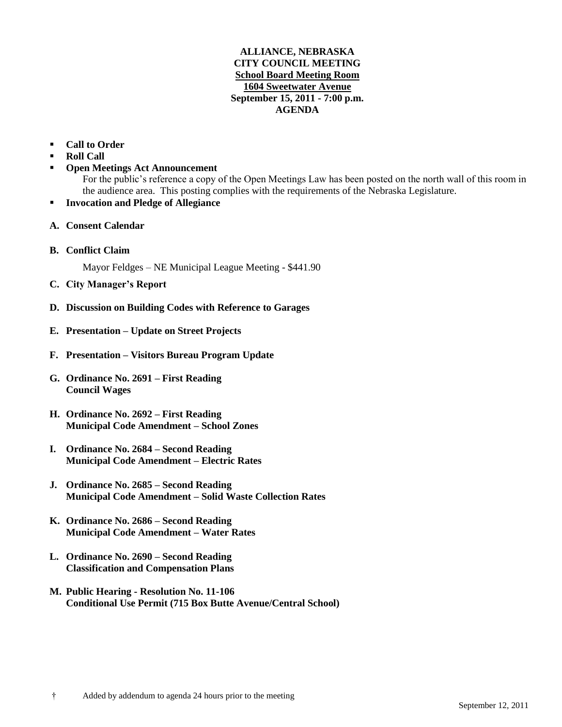# ALLIANCE, NEBRASKA
## CITY COUNCIL MEETING
**School Board Meeting Room**
**1604 Sweetwater Avenue**
**September 15, 2011 - 7:00 p.m.**
**AGENDA**

- **Call to Order**
- **Roll Call**
- **Open Meetings Act Announcement**
  For the public's reference a copy of the Open Meetings Law has been posted on the north wall of this room in the audience area. This posting complies with the requirements of the Nebraska Legislature.
- **Invocation and Pledge of Allegiance**

**A. Consent Calendar**

**B. Conflict Claim**

Mayor Feldges – NE Municipal League Meeting - $441.90

**C. City Manager's Report**

**D. Discussion on Building Codes with Reference to Garages**

**E. Presentation – Update on Street Projects**

**F. Presentation – Visitors Bureau Program Update**

**G. Ordinance No. 2691 – First Reading**
**Council Wages**

**H. Ordinance No. 2692 – First Reading**
**Municipal Code Amendment – School Zones**

**I. Ordinance No. 2684 – Second Reading**
**Municipal Code Amendment – Electric Rates**

**J. Ordinance No. 2685 – Second Reading**
**Municipal Code Amendment – Solid Waste Collection Rates**

**K. Ordinance No. 2686 – Second Reading**
**Municipal Code Amendment – Water Rates**

**L. Ordinance No. 2690 – Second Reading**
**Classification and Compensation Plans**

**M. Public Hearing - Resolution No. 11-106**
**Conditional Use Permit (715 Box Butte Avenue/Central School)**

† Added by addendum to agenda 24 hours prior to the meeting

September 12, 2011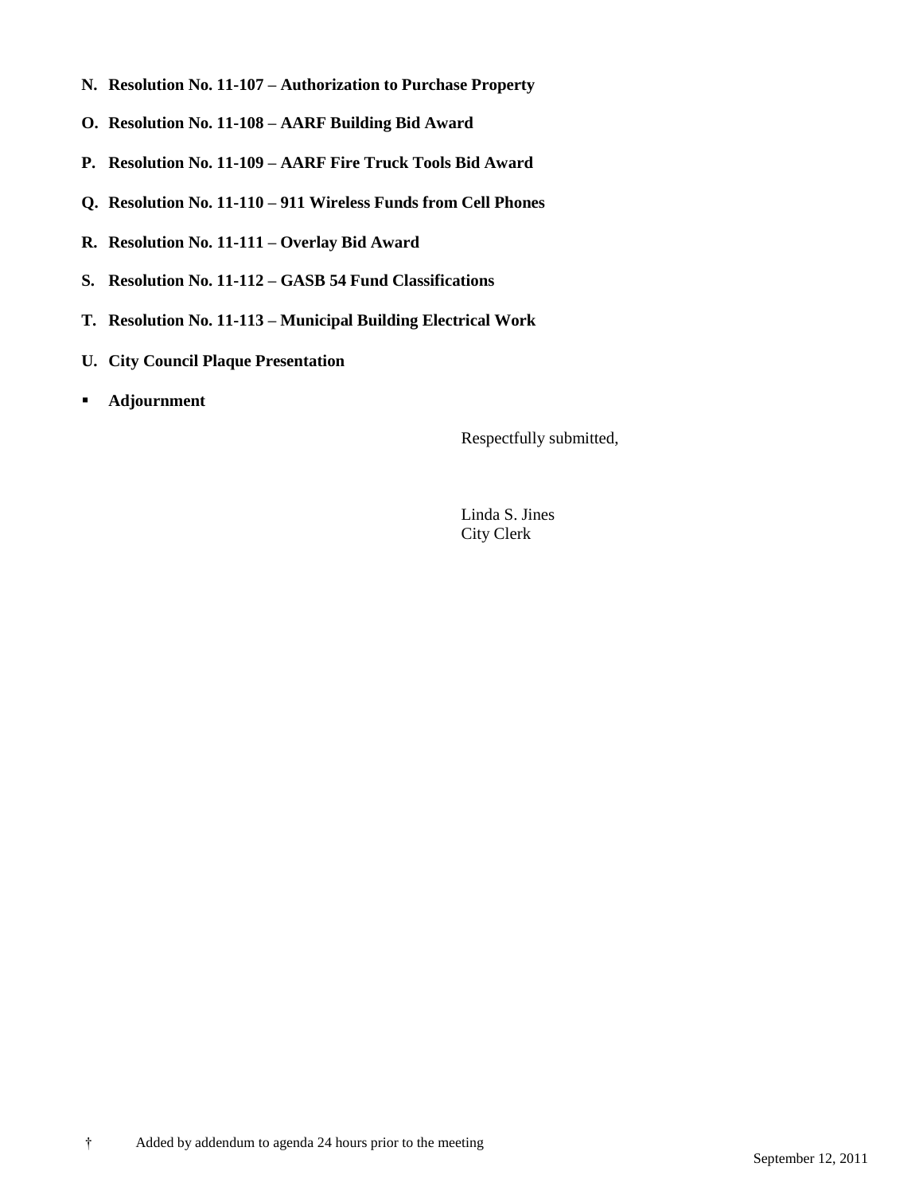**N. Resolution No. 11-107 – Authorization to Purchase Property**

**O. Resolution No. 11-108 – AARF Building Bid Award**

**P. Resolution No. 11-109 – AARF Fire Truck Tools Bid Award**

**Q. Resolution No. 11-110 – 911 Wireless Funds from Cell Phones**

**R. Resolution No. 11-111 – Overlay Bid Award**

**S. Resolution No. 11-112 – GASB 54 Fund Classifications**

**T. Resolution No. 11-113 – Municipal Building Electrical Work**

**U. City Council Plaque Presentation**

- **Adjournment**

Respectfully submitted,

Linda S. Jines
City Clerk

† Added by addendum to agenda 24 hours prior to the meeting

September 12, 2011